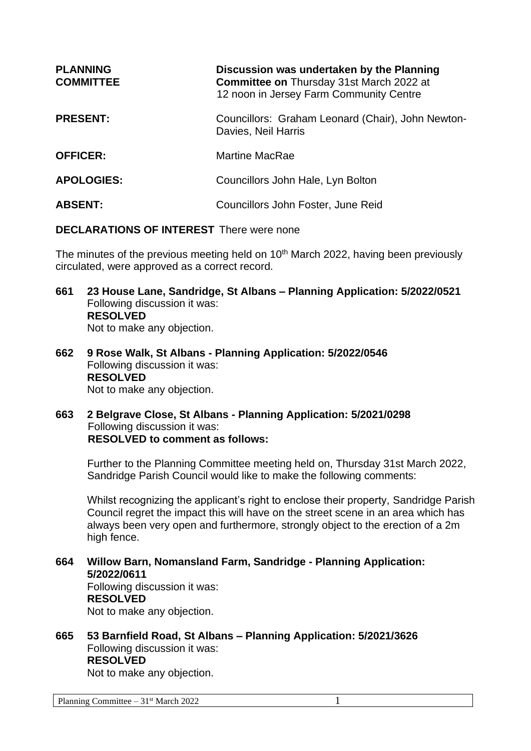**PLANNING COMMITTEE** — **Discussion was undertaken by the Planning Committee on** Thursday 31st March 2022 at 12 noon in Jersey Farm Community Centre

**PRESENT:** Councillors: Graham Leonard (Chair), John Newton-Davies, Neil Harris

**OFFICER:** Martine MacRae

**APOLOGIES:** Councillors John Hale, Lyn Bolton

**ABSENT:** Councillors John Foster, June Reid

**DECLARATIONS OF INTEREST** There were none

The minutes of the previous meeting held on 10th March 2022, having been previously circulated, were approved as a correct record.

**661 23 House Lane, Sandridge, St Albans – Planning Application: 5/2022/0521**
Following discussion it was:
**RESOLVED**
Not to make any objection.

**662 9 Rose Walk, St Albans - Planning Application: 5/2022/0546**
Following discussion it was:
**RESOLVED**
Not to make any objection.

**663 2 Belgrave Close, St Albans - Planning Application: 5/2021/0298**
Following discussion it was:
**RESOLVED to comment as follows:**

Further to the Planning Committee meeting held on, Thursday 31st March 2022, Sandridge Parish Council would like to make the following comments:

Whilst recognizing the applicant's right to enclose their property, Sandridge Parish Council regret the impact this will have on the street scene in an area which has always been very open and furthermore, strongly object to the erection of a 2m high fence.

**664 Willow Barn, Nomansland Farm, Sandridge - Planning Application: 5/2022/0611**
Following discussion it was:
**RESOLVED**
Not to make any objection.

**665 53 Barnfield Road, St Albans – Planning Application: 5/2021/3626**
Following discussion it was:
**RESOLVED**
Not to make any objection.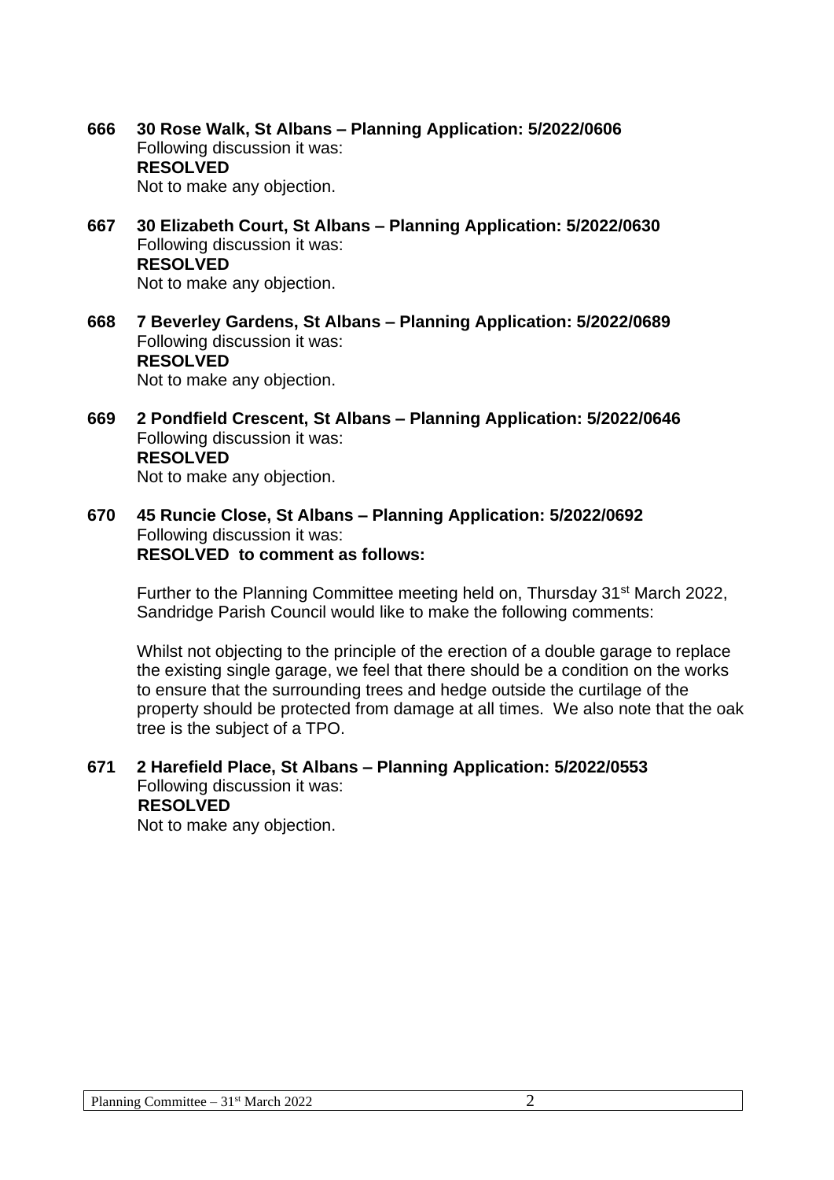**666 30 Rose Walk, St Albans – Planning Application: 5/2022/0606**
Following discussion it was:
**RESOLVED**
Not to make any objection.

**667 30 Elizabeth Court, St Albans – Planning Application: 5/2022/0630**
Following discussion it was:
**RESOLVED**
Not to make any objection.

**668 7 Beverley Gardens, St Albans – Planning Application: 5/2022/0689**
Following discussion it was:
**RESOLVED**
Not to make any objection.

**669 2 Pondfield Crescent, St Albans – Planning Application: 5/2022/0646**
Following discussion it was:
**RESOLVED**
Not to make any objection.

**670 45 Runcie Close, St Albans – Planning Application: 5/2022/0692**
Following discussion it was:
**RESOLVED to comment as follows:**

Further to the Planning Committee meeting held on, Thursday 31st March 2022, Sandridge Parish Council would like to make the following comments:

Whilst not objecting to the principle of the erection of a double garage to replace the existing single garage, we feel that there should be a condition on the works to ensure that the surrounding trees and hedge outside the curtilage of the property should be protected from damage at all times. We also note that the oak tree is the subject of a TPO.

**671 2 Harefield Place, St Albans – Planning Application: 5/2022/0553**
Following discussion it was:
**RESOLVED**
Not to make any objection.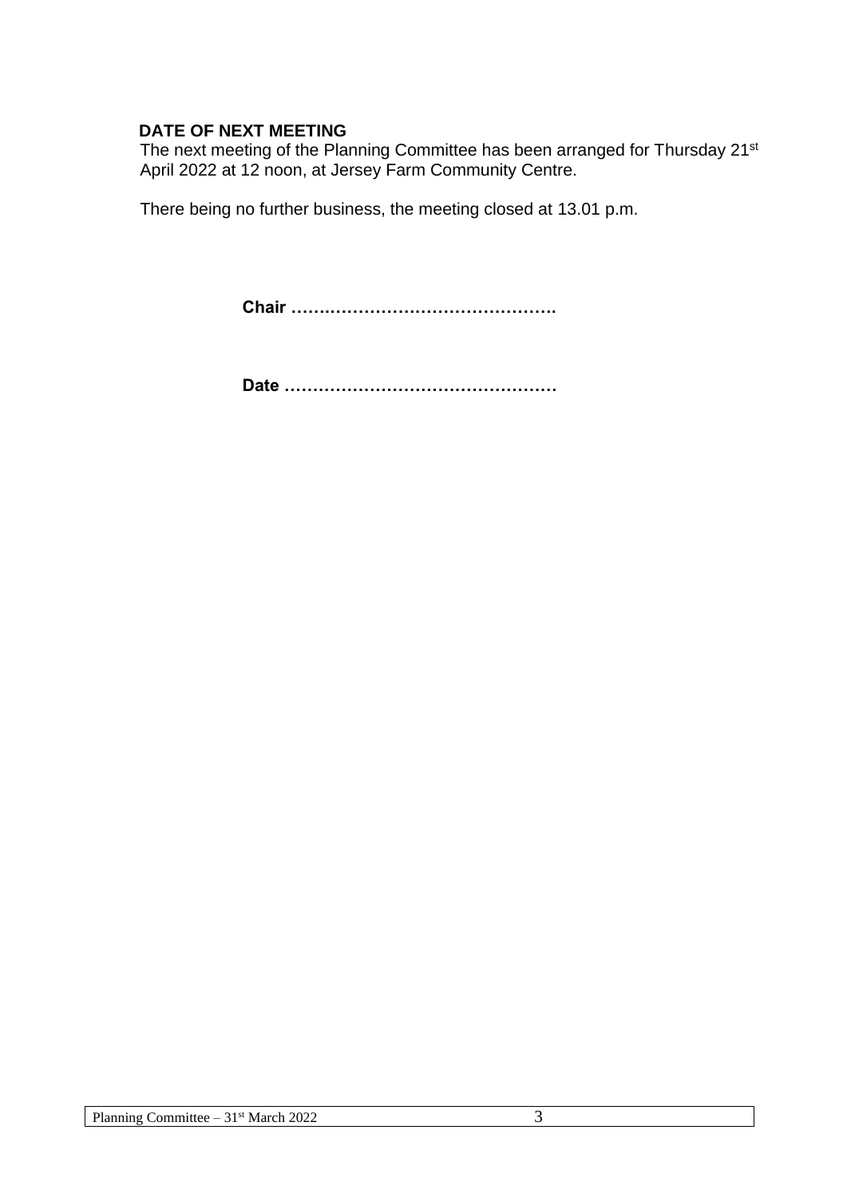## DATE OF NEXT MEETING

The next meeting of the Planning Committee has been arranged for Thursday 21st April 2022 at 12 noon, at Jersey Farm Community Centre.

There being no further business, the meeting closed at 13.01 p.m.

**Chair ………………………………………….**

**Date …………………………………………**